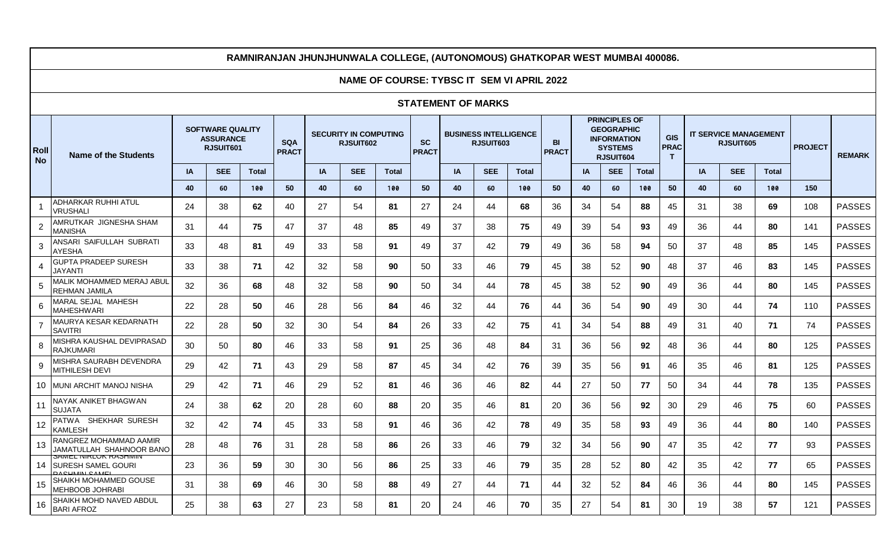# RAMNIRANJAN JHUNJHUNWALA COLLEGE, (AUTONOMOUS) GHATKOPAR WEST MUMBAI 400086.

## NAME OF COURSE: TYBSC IT SEM VI APRIL 2022

### STATEMENT OF MARKS

| Roll No | Name of the Students | SOFTWARE QUALITY ASSURANCE RJSUIT601 | | | SQA PRACT | SECURITY IN COMPUTING RJSUIT602 | | | SC PRACT | BUSINESS INTELLIGENCE RJSUIT603 | | | BI PRACT | PRINCIPLES OF GEOGRAPHIC INFORMATION SYSTEMS RJSUIT604 | | | GIS PRACT | IT SERVICE MANAGEMENT RJSUIT605 | | | PROJECT | REMARK |
|---|---|---|---|---|---|---|---|---|---|---|---|---|---|---|---|---|---|---|---|---|---|---|
| | | IA | SEE | Total | | IA | SEE | Total | | IA | SEE | Total | | IA | SEE | Total | | IA | SEE | Total | | |
| | | 40 | 60 | 100 | 50 | 40 | 60 | 100 | 50 | 40 | 60 | 100 | 50 | 40 | 60 | 100 | 50 | 40 | 60 | 100 | 150 | |
| 1 | ADHARKAR RUHHI ATUL VRUSHALI | 24 | 38 | 62 | 40 | 27 | 54 | 81 | 27 | 24 | 44 | 68 | 36 | 34 | 54 | 88 | 45 | 31 | 38 | 69 | 108 | PASSES |
| 2 | AMRUTKAR JIGNESHA SHAM MANISHA | 31 | 44 | 75 | 47 | 37 | 48 | 85 | 49 | 37 | 38 | 75 | 49 | 39 | 54 | 93 | 49 | 36 | 44 | 80 | 141 | PASSES |
| 3 | ANSARI SAIFULLAH SUBRATI AYESHA | 33 | 48 | 81 | 49 | 33 | 58 | 91 | 49 | 37 | 42 | 79 | 49 | 36 | 58 | 94 | 50 | 37 | 48 | 85 | 145 | PASSES |
| 4 | GUPTA PRADEEP SURESH JAYANTI | 33 | 38 | 71 | 42 | 32 | 58 | 90 | 50 | 33 | 46 | 79 | 45 | 38 | 52 | 90 | 48 | 37 | 46 | 83 | 145 | PASSES |
| 5 | MALIK MOHAMMED MERAJ ABUL REHMAN JAMILA | 32 | 36 | 68 | 48 | 32 | 58 | 90 | 50 | 34 | 44 | 78 | 45 | 38 | 52 | 90 | 49 | 36 | 44 | 80 | 145 | PASSES |
| 6 | MARAL SEJAL MAHESH MAHESHWARI | 22 | 28 | 50 | 46 | 28 | 56 | 84 | 46 | 32 | 44 | 76 | 44 | 36 | 54 | 90 | 49 | 30 | 44 | 74 | 110 | PASSES |
| 7 | MAURYA KESAR KEDARNATH SAVITRI | 22 | 28 | 50 | 32 | 30 | 54 | 84 | 26 | 33 | 42 | 75 | 41 | 34 | 54 | 88 | 49 | 31 | 40 | 71 | 74 | PASSES |
| 8 | MISHRA KAUSHAL DEVIPRASAD RAJKUMARI | 30 | 50 | 80 | 46 | 33 | 58 | 91 | 25 | 36 | 48 | 84 | 31 | 36 | 56 | 92 | 48 | 36 | 44 | 80 | 125 | PASSES |
| 9 | MISHRA SAURABH DEVENDRA MITHILESH DEVI | 29 | 42 | 71 | 43 | 29 | 58 | 87 | 45 | 34 | 42 | 76 | 39 | 35 | 56 | 91 | 46 | 35 | 46 | 81 | 125 | PASSES |
| 10 | MUNI ARCHIT MANOJ NISHA | 29 | 42 | 71 | 46 | 29 | 52 | 81 | 46 | 36 | 46 | 82 | 44 | 27 | 50 | 77 | 50 | 34 | 44 | 78 | 135 | PASSES |
| 11 | NAYAK ANIKET BHAGWAN SUJATA | 24 | 38 | 62 | 20 | 28 | 60 | 88 | 20 | 35 | 46 | 81 | 20 | 36 | 56 | 92 | 30 | 29 | 46 | 75 | 60 | PASSES |
| 12 | PATWA SHEKHAR SURESH KAMLESH | 32 | 42 | 74 | 45 | 33 | 58 | 91 | 46 | 36 | 42 | 78 | 49 | 35 | 58 | 93 | 49 | 36 | 44 | 80 | 140 | PASSES |
| 13 | RANGREZ MOHAMMAD AAMIR JAMATULLAH SHAHNOOR BANO | 28 | 48 | 76 | 31 | 28 | 58 | 86 | 26 | 33 | 46 | 79 | 32 | 34 | 56 | 90 | 47 | 35 | 42 | 77 | 93 | PASSES |
| 14 | SAMEL NIRLOK RASHMIN SURESH SAMEL GOURI RASHMIN SAMEL | 23 | 36 | 59 | 30 | 30 | 56 | 86 | 25 | 33 | 46 | 79 | 35 | 28 | 52 | 80 | 42 | 35 | 42 | 77 | 65 | PASSES |
| 15 | SHAIKH MOHAMMED GOUSE MEHBOOB JOHRABI | 31 | 38 | 69 | 46 | 30 | 58 | 88 | 49 | 27 | 44 | 71 | 44 | 32 | 52 | 84 | 46 | 36 | 44 | 80 | 145 | PASSES |
| 16 | SHAIKH MOHD NAVED ABDUL BARI AFROZ | 25 | 38 | 63 | 27 | 23 | 58 | 81 | 20 | 24 | 46 | 70 | 35 | 27 | 54 | 81 | 30 | 19 | 38 | 57 | 121 | PASSES |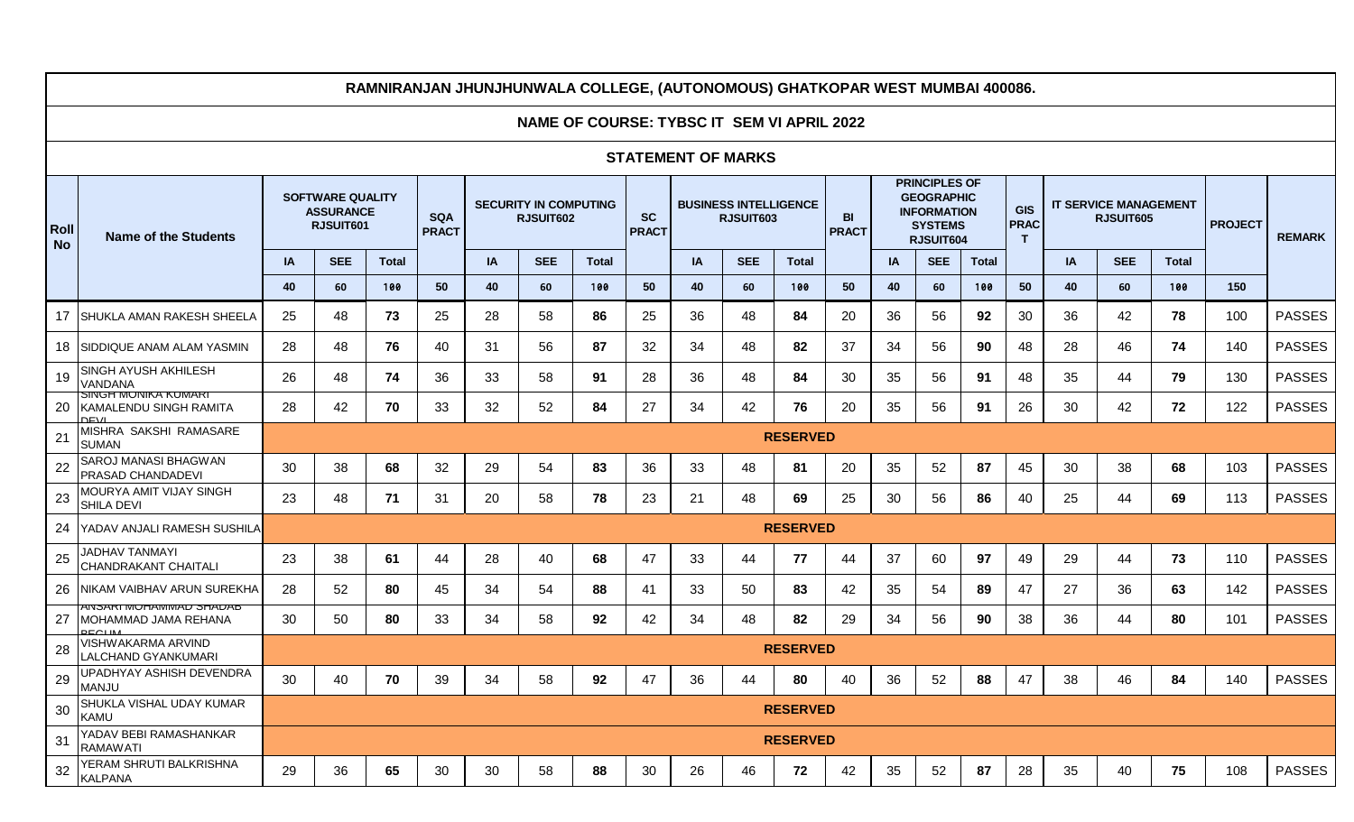# RAMNIRANJAN JHUNJHUNWALA COLLEGE, (AUTONOMOUS) GHATKOPAR WEST MUMBAI 400086.

## NAME OF COURSE: TYBSC IT SEM VI APRIL 2022

### STATEMENT OF MARKS

| Roll No | Name of the Students | SOFTWARE QUALITY ASSURANCE RJSUIT601 | | | SQA PRACT | SECURITY IN COMPUTING RJSUIT602 | | | SC PRACT | BUSINESS INTELLIGENCE RJSUIT603 | | | BI PRACT | PRINCIPLES OF GEOGRAPHIC INFORMATION SYSTEMS RJSUIT604 | | | GIS PRACT | IT SERVICE MANAGEMENT RJSUIT605 | | | PROJECT | REMARK |
|---|---|---|---|---|---|---|---|---|---|---|---|---|---|---|---|---|---|---|---|---|---|---|
| | | IA | SEE | Total | | IA | SEE | Total | | IA | SEE | Total | | IA | SEE | Total | | IA | SEE | Total | | |
| | | 40 | 60 | 100 | 50 | 40 | 60 | 100 | 50 | 40 | 60 | 100 | 50 | 40 | 60 | 100 | 50 | 40 | 60 | 100 | 150 | |
| 17 | SHUKLA AMAN RAKESH SHEELA | 25 | 48 | **73** | 25 | 28 | 58 | **86** | 25 | 36 | 48 | **84** | 20 | 36 | 56 | **92** | 30 | 36 | 42 | **78** | 100 | PASSES |
| 18 | SIDDIQUE ANAM ALAM YASMIN | 28 | 48 | **76** | 40 | 31 | 56 | **87** | 32 | 34 | 48 | **82** | 37 | 34 | 56 | **90** | 48 | 28 | 46 | **74** | 140 | PASSES |
| 19 | SINGH AYUSH AKHILESH VANDANA | 26 | 48 | **74** | 36 | 33 | 58 | **91** | 28 | 36 | 48 | **84** | 30 | 35 | 56 | **91** | 48 | 35 | 44 | **79** | 130 | PASSES |
| 20 | SINGH MONIKA KUMARI KAMALENDU SINGH RAMITA DEVI | 28 | 42 | **70** | 33 | 32 | 52 | **84** | 27 | 34 | 42 | **76** | 20 | 35 | 56 | **91** | 26 | 30 | 42 | **72** | 122 | PASSES |
| 21 | MISHRA SAKSHI RAMASARE SUMAN | **RESERVED** | | | | | | | | | | | | | | | | | | | | |
| 22 | SAROJ MANASI BHAGWAN PRASAD CHANDADEVI | 30 | 38 | **68** | 32 | 29 | 54 | **83** | 36 | 33 | 48 | **81** | 20 | 35 | 52 | **87** | 45 | 30 | 38 | **68** | 103 | PASSES |
| 23 | MOURYA AMIT VIJAY SINGH SHILA DEVI | 23 | 48 | **71** | 31 | 20 | 58 | **78** | 23 | 21 | 48 | **69** | 25 | 30 | 56 | **86** | 40 | 25 | 44 | **69** | 113 | PASSES |
| 24 | YADAV ANJALI RAMESH SUSHILA | **RESERVED** | | | | | | | | | | | | | | | | | | | | |
| 25 | JADHAV TANMAYI CHANDRAKANT CHAITALI | 23 | 38 | **61** | 44 | 28 | 40 | **68** | 47 | 33 | 44 | **77** | 44 | 37 | 60 | **97** | 49 | 29 | 44 | **73** | 110 | PASSES |
| 26 | NIKAM VAIBHAV ARUN SUREKHA | 28 | 52 | **80** | 45 | 34 | 54 | **88** | 41 | 33 | 50 | **83** | 42 | 35 | 54 | **89** | 47 | 27 | 36 | **63** | 142 | PASSES |
| 27 | ANSARI MOHAMMAD SHADAB MOHAMMAD JAMA REHANA BEGUM | 30 | 50 | **80** | 33 | 34 | 58 | **92** | 42 | 34 | 48 | **82** | 29 | 34 | 56 | **90** | 38 | 36 | 44 | **80** | 101 | PASSES |
| 28 | VISHWAKARMA ARVIND LALCHAND GYANKUMARI | **RESERVED** | | | | | | | | | | | | | | | | | | | | |
| 29 | UPADHYAY ASHISH DEVENDRA MANJU | 30 | 40 | **70** | 39 | 34 | 58 | **92** | 47 | 36 | 44 | **80** | 40 | 36 | 52 | **88** | 47 | 38 | 46 | **84** | 140 | PASSES |
| 30 | SHUKLA VISHAL UDAY KUMAR KAMU | **RESERVED** | | | | | | | | | | | | | | | | | | | | |
| 31 | YADAV BEBI RAMASHANKAR RAMAWATI | **RESERVED** | | | | | | | | | | | | | | | | | | | | |
| 32 | YERAM SHRUTI BALKRISHNA KALPANA | 29 | 36 | **65** | 30 | 30 | 58 | **88** | 30 | 26 | 46 | **72** | 42 | 35 | 52 | **87** | 28 | 35 | 40 | **75** | 108 | PASSES |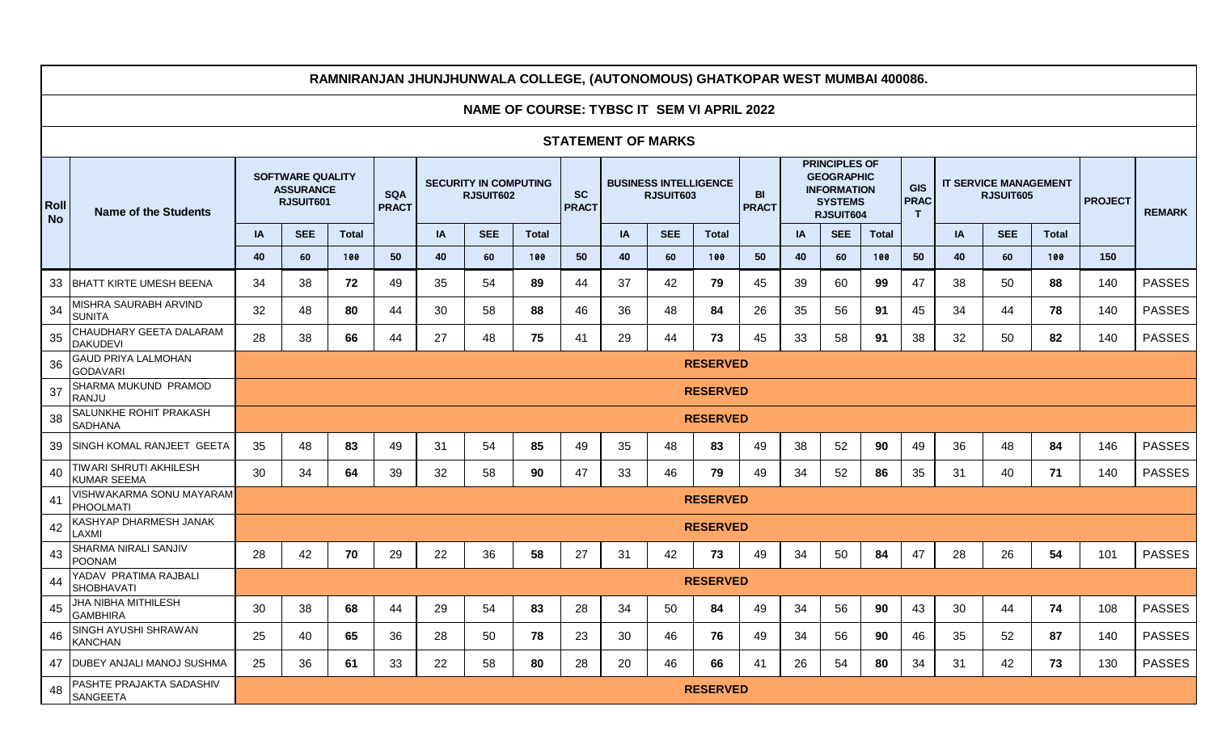# RAMNIRANJAN JHUNJHUNWALA COLLEGE, (AUTONOMOUS) GHATKOPAR WEST MUMBAI 400086.

## NAME OF COURSE: TYBSC IT SEM VI APRIL 2022

### STATEMENT OF MARKS

| Roll No | Name of the Students | SOFTWARE QUALITY ASSURANCE RJSUIT601 | | | SQA PRACT | SECURITY IN COMPUTING RJSUIT602 | | | SC PRACT | BUSINESS INTELLIGENCE RJSUIT603 | | | BI PRACT | PRINCIPLES OF GEOGRAPHIC INFORMATION SYSTEMS RJSUIT604 | | | GIS PRACT | IT SERVICE MANAGEMENT RJSUIT605 | | | PROJECT | REMARK |
|---|---|---|---|---|---|---|---|---|---|---|---|---|---|---|---|---|---|---|---|---|---|---|
| | | IA | SEE | Total | | IA | SEE | Total | | IA | SEE | Total | | IA | SEE | Total | | IA | SEE | Total | | |
| | | 40 | 60 | 100 | 50 | 40 | 60 | 100 | 50 | 40 | 60 | 100 | 50 | 40 | 60 | 100 | 50 | 40 | 60 | 100 | 150 | |
| 33 | BHATT KIRTE UMESH BEENA | 34 | 38 | **72** | 49 | 35 | 54 | **89** | 44 | 37 | 42 | **79** | 45 | 39 | 60 | **99** | 47 | 38 | 50 | **88** | 140 | PASSES |
| 34 | MISHRA SAURABH ARVIND SUNITA | 32 | 48 | **80** | 44 | 30 | 58 | **88** | 46 | 36 | 48 | **84** | 26 | 35 | 56 | **91** | 45 | 34 | 44 | **78** | 140 | PASSES |
| 35 | CHAUDHARY GEETA DALARAM DAKUDEVI | 28 | 38 | **66** | 44 | 27 | 48 | **75** | 41 | 29 | 44 | **73** | 45 | 33 | 58 | **91** | 38 | 32 | 50 | **82** | 140 | PASSES |
| 36 | GAUD PRIYA LALMOHAN GODAVARI | **RESERVED** | | | | | | | | | | | | | | | | | | | | |
| 37 | SHARMA MUKUND PRAMOD RANJU | **RESERVED** | | | | | | | | | | | | | | | | | | | | |
| 38 | SALUNKHE ROHIT PRAKASH SADHANA | **RESERVED** | | | | | | | | | | | | | | | | | | | | |
| 39 | SINGH KOMAL RANJEET GEETA | 35 | 48 | **83** | 49 | 31 | 54 | **85** | 49 | 35 | 48 | **83** | 49 | 38 | 52 | **90** | 49 | 36 | 48 | **84** | 146 | PASSES |
| 40 | TIWARI SHRUTI AKHILESH KUMAR SEEMA | 30 | 34 | **64** | 39 | 32 | 58 | **90** | 47 | 33 | 46 | **79** | 49 | 34 | 52 | **86** | 35 | 31 | 40 | **71** | 140 | PASSES |
| 41 | VISHWAKARMA SONU MAYARAM PHOOLMATI | **RESERVED** | | | | | | | | | | | | | | | | | | | | |
| 42 | KASHYAP DHARMESH JANAK LAXMI | **RESERVED** | | | | | | | | | | | | | | | | | | | | |
| 43 | SHARMA NIRALI SANJIV POONAM | 28 | 42 | **70** | 29 | 22 | 36 | **58** | 27 | 31 | 42 | **73** | 49 | 34 | 50 | **84** | 47 | 28 | 26 | **54** | 101 | PASSES |
| 44 | YADAV PRATIMA RAJBALI SHOBHAVATI | **RESERVED** | | | | | | | | | | | | | | | | | | | | |
| 45 | JHA NIBHA MITHILESH GAMBHIRA | 30 | 38 | **68** | 44 | 29 | 54 | **83** | 28 | 34 | 50 | **84** | 49 | 34 | 56 | **90** | 43 | 30 | 44 | **74** | 108 | PASSES |
| 46 | SINGH AYUSHI SHRAWAN KANCHAN | 25 | 40 | **65** | 36 | 28 | 50 | **78** | 23 | 30 | 46 | **76** | 49 | 34 | 56 | **90** | 46 | 35 | 52 | **87** | 140 | PASSES |
| 47 | DUBEY ANJALI MANOJ SUSHMA | 25 | 36 | **61** | 33 | 22 | 58 | **80** | 28 | 20 | 46 | **66** | 41 | 26 | 54 | **80** | 34 | 31 | 42 | **73** | 130 | PASSES |
| 48 | PASHTE PRAJAKTA SADASHIV SANGEETA | **RESERVED** | | | | | | | | | | | | | | | | | | | | |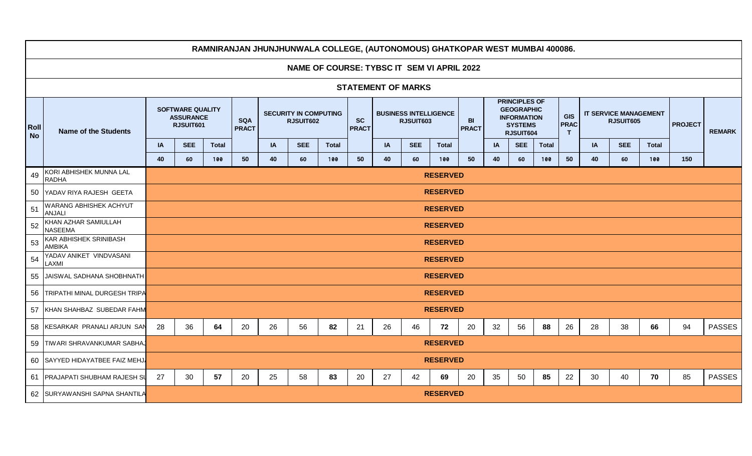# RAMNIRANJAN JHUNJHUNWALA COLLEGE, (AUTONOMOUS) GHATKOPAR WEST MUMBAI 400086.

## NAME OF COURSE: TYBSC IT SEM VI APRIL 2022

## STATEMENT OF MARKS

| Roll No | Name of the Students | SOFTWARE QUALITY ASSURANCE RJSUIT601 | | | SQA PRACT | SECURITY IN COMPUTING RJSUIT602 | | | SC PRACT | BUSINESS INTELLIGENCE RJSUIT603 | | | BI PRACT | PRINCIPLES OF GEOGRAPHIC INFORMATION SYSTEMS RJSUIT604 | | | GIS PRACT | IT SERVICE MANAGEMENT RJSUIT605 | | | PROJECT | REMARK |
|---|---|---|---|---|---|---|---|---|---|---|---|---|---|---|---|---|---|---|---|---|---|---|
| | | IA | SEE | Total | | IA | SEE | Total | | IA | SEE | Total | | IA | SEE | Total | | IA | SEE | Total | | |
| | | 40 | 60 | 100 | 50 | 40 | 60 | 100 | 50 | 40 | 60 | 100 | 50 | 40 | 60 | 100 | 50 | 40 | 60 | 100 | 150 | |
| 49 | KORI ABHISHEK MUNNA LAL RADHA | RESERVED | | | | | | | | | | | | | | | | | | | | |
| 50 | YADAV RIYA RAJESH GEETA | RESERVED | | | | | | | | | | | | | | | | | | | | |
| 51 | WARANG ABHISHEK ACHYUT ANJALI | RESERVED | | | | | | | | | | | | | | | | | | | | |
| 52 | KHAN AZHAR SAMIULLAH NASEEMA | RESERVED | | | | | | | | | | | | | | | | | | | | |
| 53 | KAR ABHISHEK SRINIBASH AMBIKA | RESERVED | | | | | | | | | | | | | | | | | | | | |
| 54 | YADAV ANIKET VINDVASANI LAXMI | RESERVED | | | | | | | | | | | | | | | | | | | | |
| 55 | JAISWAL SADHANA SHOBHNATH | RESERVED | | | | | | | | | | | | | | | | | | | | |
| 56 | TRIPATHI MINAL DURGESH TRIPA | RESERVED | | | | | | | | | | | | | | | | | | | | |
| 57 | KHAN SHAHBAZ SUBEDAR FAHM | RESERVED | | | | | | | | | | | | | | | | | | | | |
| 58 | KESARKAR PRANALI ARJUN SAN | 28 | 36 | **64** | 20 | 26 | 56 | **82** | 21 | 26 | 46 | **72** | 20 | 32 | 56 | **88** | 26 | 28 | 38 | **66** | 94 | PASSES |
| 59 | TIWARI SHRAVANKUMAR SABHAJ | RESERVED | | | | | | | | | | | | | | | | | | | | |
| 60 | SAYYED HIDAYATBEE FAIZ MEHJ | RESERVED | | | | | | | | | | | | | | | | | | | | |
| 61 | PRAJAPATI SHUBHAM RAJESH SU | 27 | 30 | **57** | 20 | 25 | 58 | **83** | 20 | 27 | 42 | **69** | 20 | 35 | 50 | **85** | 22 | 30 | 40 | **70** | 85 | PASSES |
| 62 | SURYAWANSHI SAPNA SHANTILA | RESERVED | | | | | | | | | | | | | | | | | | | | |